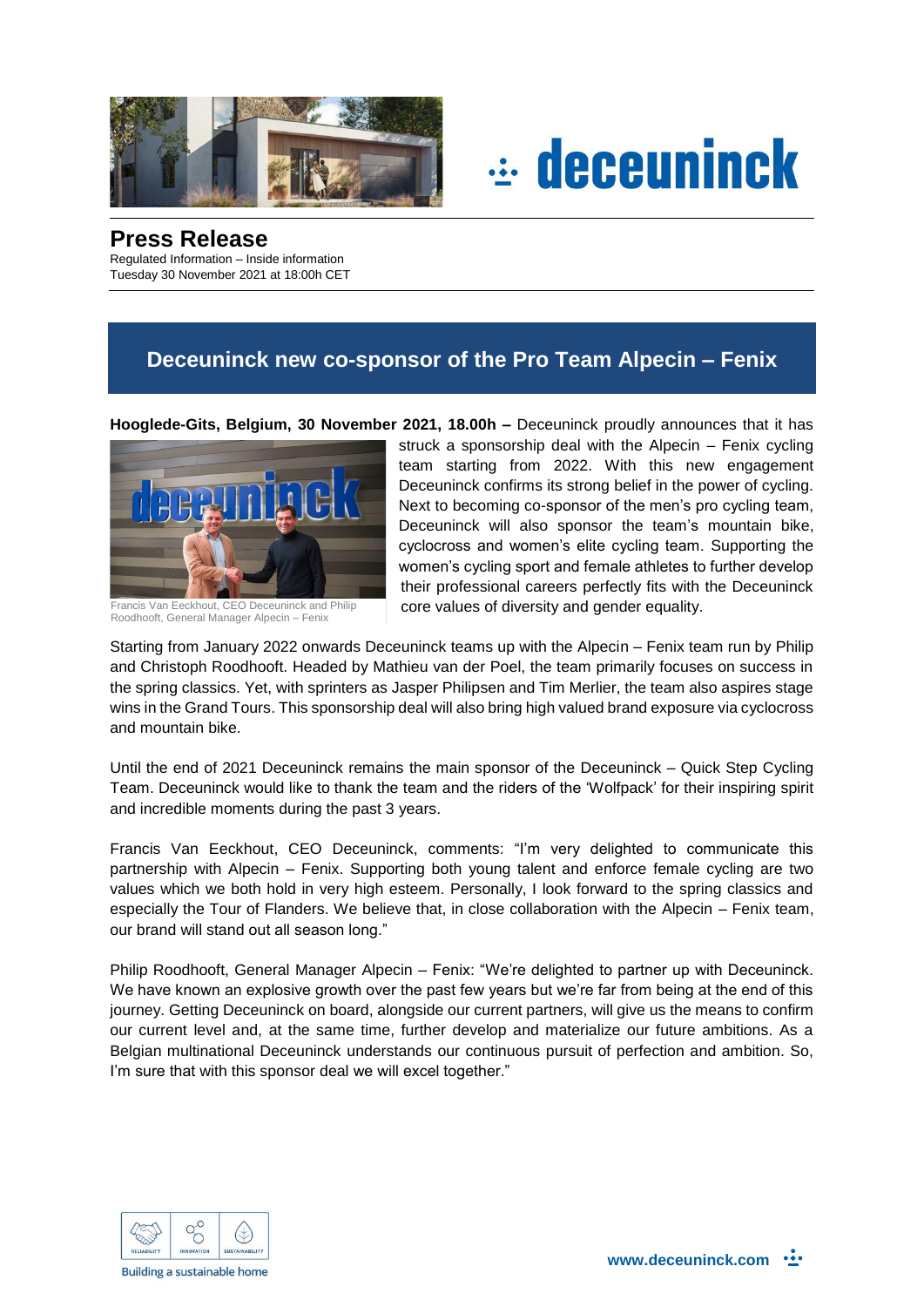# Press Release

Regulated Information – Inside information
Tuesday 30 November 2021 at 18:00h CET

## Deceuninck new co-sponsor of the Pro Team Alpecin – Fenix

**Hooglede-Gits, Belgium, 30 November 2021, 18.00h –** Deceuninck proudly announces that it has struck a sponsorship deal with the Alpecin – Fenix cycling team starting from 2022. With this new engagement Deceuninck confirms its strong belief in the power of cycling. Next to becoming co-sponsor of the men's pro cycling team, Deceuninck will also sponsor the team's mountain bike, cyclocross and women's elite cycling team. Supporting the women's cycling sport and female athletes to further develop their professional careers perfectly fits with the Deceuninck core values of diversity and gender equality.

Francis Van Eeckhout, CEO Deceuninck and Philip Roodhooft, General Manager Alpecin – Fenix

Starting from January 2022 onwards Deceuninck teams up with the Alpecin – Fenix team run by Philip and Christoph Roodhooft. Headed by Mathieu van der Poel, the team primarily focuses on success in the spring classics. Yet, with sprinters as Jasper Philipsen and Tim Merlier, the team also aspires stage wins in the Grand Tours. This sponsorship deal will also bring high valued brand exposure via cyclocross and mountain bike.

Until the end of 2021 Deceuninck remains the main sponsor of the Deceuninck – Quick Step Cycling Team. Deceuninck would like to thank the team and the riders of the 'Wolfpack' for their inspiring spirit and incredible moments during the past 3 years.

Francis Van Eeckhout, CEO Deceuninck, comments: "I'm very delighted to communicate this partnership with Alpecin – Fenix. Supporting both young talent and enforce female cycling are two values which we both hold in very high esteem. Personally, I look forward to the spring classics and especially the Tour of Flanders. We believe that, in close collaboration with the Alpecin – Fenix team, our brand will stand out all season long."

Philip Roodhooft, General Manager Alpecin – Fenix: "We're delighted to partner up with Deceuninck. We have known an explosive growth over the past few years but we're far from being at the end of this journey. Getting Deceuninck on board, alongside our current partners, will give us the means to confirm our current level and, at the same time, further develop and materialize our future ambitions. As a Belgian multinational Deceuninck understands our continuous pursuit of perfection and ambition. So, I'm sure that with this sponsor deal we will excel together."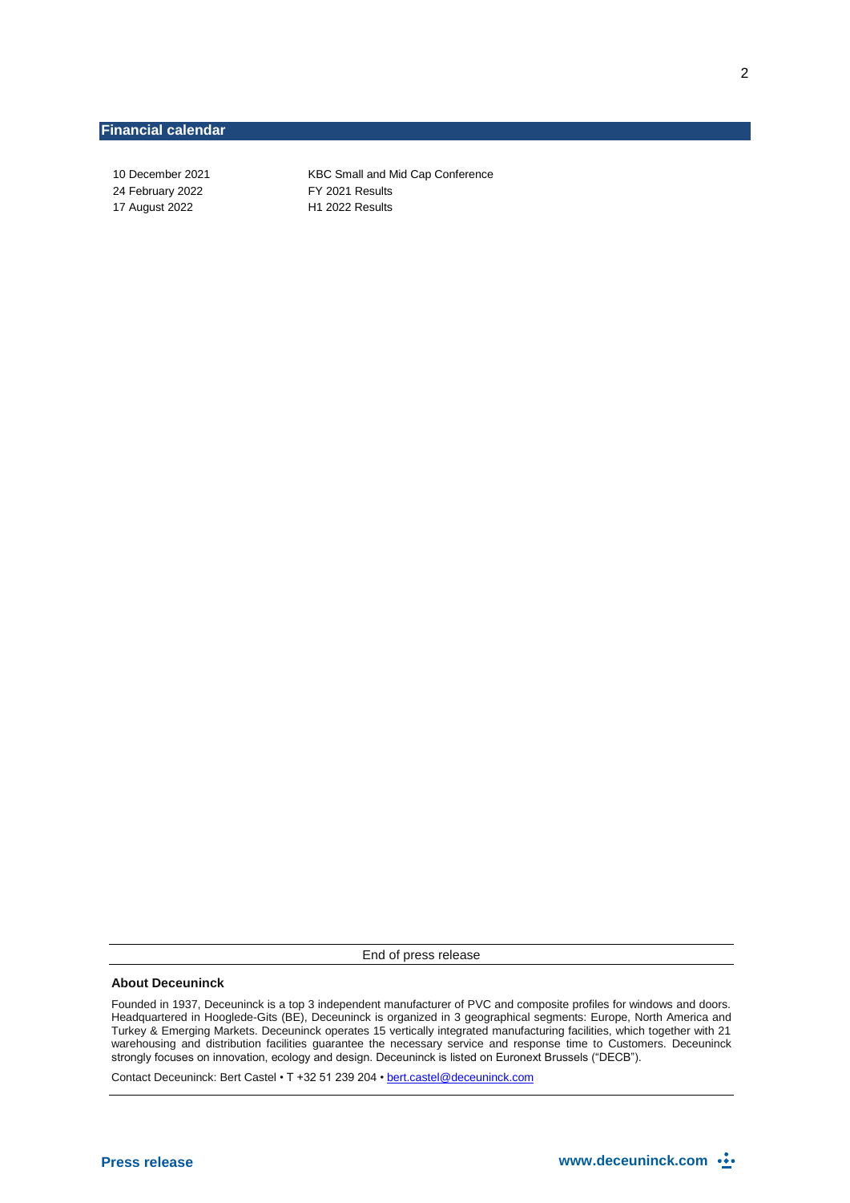## Financial calendar

| | |
|---|---|
| 10 December 2021 | KBC Small and Mid Cap Conference |
| 24 February 2022 | FY 2021 Results |
| 17 August 2022 | H1 2022 Results |

---

End of press release

---

**About Deceuninck**

Founded in 1937, Deceuninck is a top 3 independent manufacturer of PVC and composite profiles for windows and doors. Headquartered in Hooglede-Gits (BE), Deceuninck is organized in 3 geographical segments: Europe, North America and Turkey & Emerging Markets. Deceuninck operates 15 vertically integrated manufacturing facilities, which together with 21 warehousing and distribution facilities guarantee the necessary service and response time to Customers. Deceuninck strongly focuses on innovation, ecology and design. Deceuninck is listed on Euronext Brussels ("DECB").

Contact Deceuninck: Bert Castel • T +32 51 239 204 • bert.castel@deceuninck.com